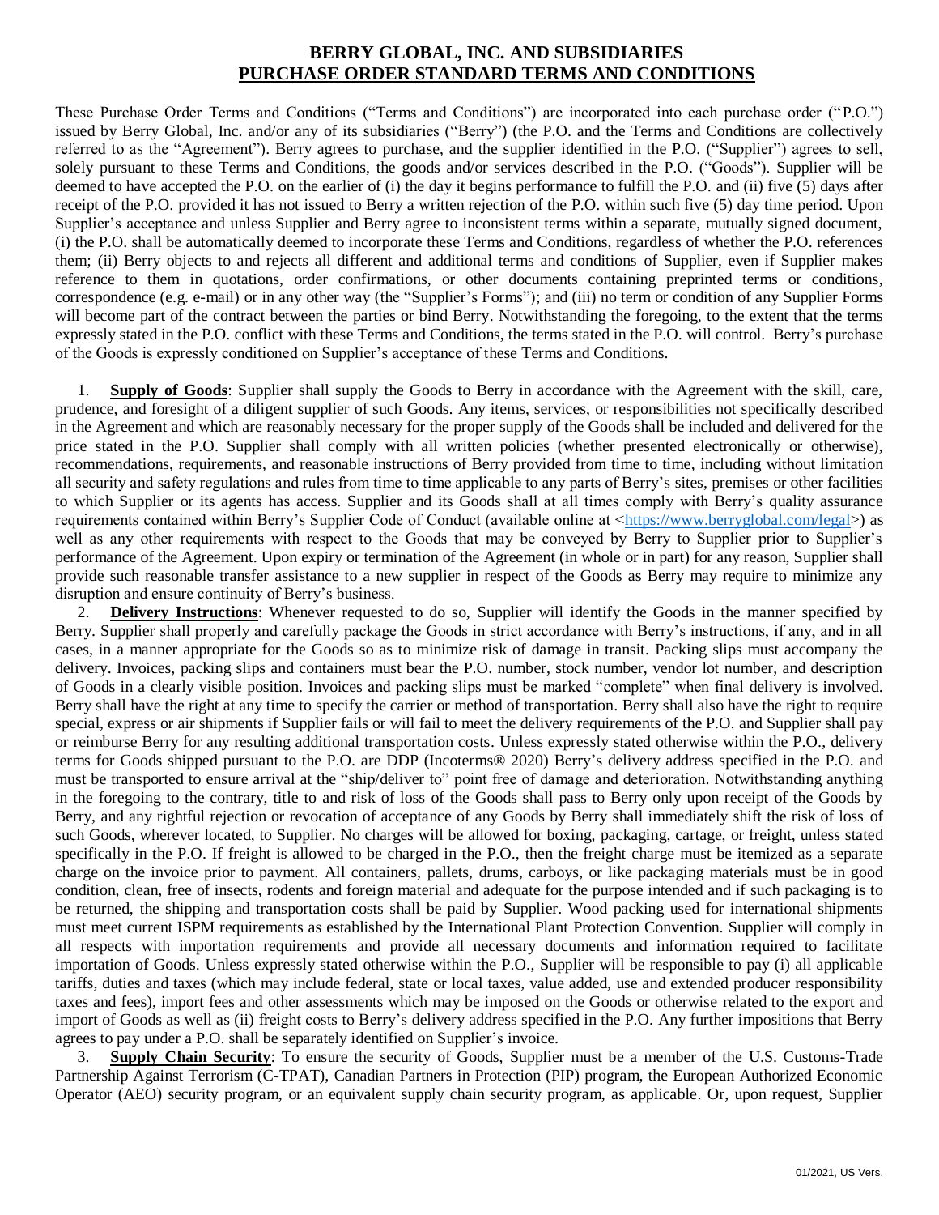# BERRY GLOBAL, INC. AND SUBSIDIARIES
## PURCHASE ORDER STANDARD TERMS AND CONDITIONS

These Purchase Order Terms and Conditions ("Terms and Conditions") are incorporated into each purchase order ("P.O.") issued by Berry Global, Inc. and/or any of its subsidiaries ("Berry") (the P.O. and the Terms and Conditions are collectively referred to as the "Agreement"). Berry agrees to purchase, and the supplier identified in the P.O. ("Supplier") agrees to sell, solely pursuant to these Terms and Conditions, the goods and/or services described in the P.O. ("Goods"). Supplier will be deemed to have accepted the P.O. on the earlier of (i) the day it begins performance to fulfill the P.O. and (ii) five (5) days after receipt of the P.O. provided it has not issued to Berry a written rejection of the P.O. within such five (5) day time period. Upon Supplier's acceptance and unless Supplier and Berry agree to inconsistent terms within a separate, mutually signed document, (i) the P.O. shall be automatically deemed to incorporate these Terms and Conditions, regardless of whether the P.O. references them; (ii) Berry objects to and rejects all different and additional terms and conditions of Supplier, even if Supplier makes reference to them in quotations, order confirmations, or other documents containing preprinted terms or conditions, correspondence (e.g. e-mail) or in any other way (the "Supplier's Forms"); and (iii) no term or condition of any Supplier Forms will become part of the contract between the parties or bind Berry. Notwithstanding the foregoing, to the extent that the terms expressly stated in the P.O. conflict with these Terms and Conditions, the terms stated in the P.O. will control. Berry's purchase of the Goods is expressly conditioned on Supplier's acceptance of these Terms and Conditions.

1. **Supply of Goods**: Supplier shall supply the Goods to Berry in accordance with the Agreement with the skill, care, prudence, and foresight of a diligent supplier of such Goods. Any items, services, or responsibilities not specifically described in the Agreement and which are reasonably necessary for the proper supply of the Goods shall be included and delivered for the price stated in the P.O. Supplier shall comply with all written policies (whether presented electronically or otherwise), recommendations, requirements, and reasonable instructions of Berry provided from time to time, including without limitation all security and safety regulations and rules from time to time applicable to any parts of Berry's sites, premises or other facilities to which Supplier or its agents has access. Supplier and its Goods shall at all times comply with Berry's quality assurance requirements contained within Berry's Supplier Code of Conduct (available online at <https://www.berryglobal.com/legal>) as well as any other requirements with respect to the Goods that may be conveyed by Berry to Supplier prior to Supplier's performance of the Agreement. Upon expiry or termination of the Agreement (in whole or in part) for any reason, Supplier shall provide such reasonable transfer assistance to a new supplier in respect of the Goods as Berry may require to minimize any disruption and ensure continuity of Berry's business.

2. **Delivery Instructions**: Whenever requested to do so, Supplier will identify the Goods in the manner specified by Berry. Supplier shall properly and carefully package the Goods in strict accordance with Berry's instructions, if any, and in all cases, in a manner appropriate for the Goods so as to minimize risk of damage in transit. Packing slips must accompany the delivery. Invoices, packing slips and containers must bear the P.O. number, stock number, vendor lot number, and description of Goods in a clearly visible position. Invoices and packing slips must be marked "complete" when final delivery is involved. Berry shall have the right at any time to specify the carrier or method of transportation. Berry shall also have the right to require special, express or air shipments if Supplier fails or will fail to meet the delivery requirements of the P.O. and Supplier shall pay or reimburse Berry for any resulting additional transportation costs. Unless expressly stated otherwise within the P.O., delivery terms for Goods shipped pursuant to the P.O. are DDP (Incoterms® 2020) Berry's delivery address specified in the P.O. and must be transported to ensure arrival at the "ship/deliver to" point free of damage and deterioration. Notwithstanding anything in the foregoing to the contrary, title to and risk of loss of the Goods shall pass to Berry only upon receipt of the Goods by Berry, and any rightful rejection or revocation of acceptance of any Goods by Berry shall immediately shift the risk of loss of such Goods, wherever located, to Supplier. No charges will be allowed for boxing, packaging, cartage, or freight, unless stated specifically in the P.O. If freight is allowed to be charged in the P.O., then the freight charge must be itemized as a separate charge on the invoice prior to payment. All containers, pallets, drums, carboys, or like packaging materials must be in good condition, clean, free of insects, rodents and foreign material and adequate for the purpose intended and if such packaging is to be returned, the shipping and transportation costs shall be paid by Supplier. Wood packing used for international shipments must meet current ISPM requirements as established by the International Plant Protection Convention. Supplier will comply in all respects with importation requirements and provide all necessary documents and information required to facilitate importation of Goods. Unless expressly stated otherwise within the P.O., Supplier will be responsible to pay (i) all applicable tariffs, duties and taxes (which may include federal, state or local taxes, value added, use and extended producer responsibility taxes and fees), import fees and other assessments which may be imposed on the Goods or otherwise related to the export and import of Goods as well as (ii) freight costs to Berry's delivery address specified in the P.O. Any further impositions that Berry agrees to pay under a P.O. shall be separately identified on Supplier's invoice.

3. **Supply Chain Security**: To ensure the security of Goods, Supplier must be a member of the U.S. Customs-Trade Partnership Against Terrorism (C-TPAT), Canadian Partners in Protection (PIP) program, the European Authorized Economic Operator (AEO) security program, or an equivalent supply chain security program, as applicable. Or, upon request, Supplier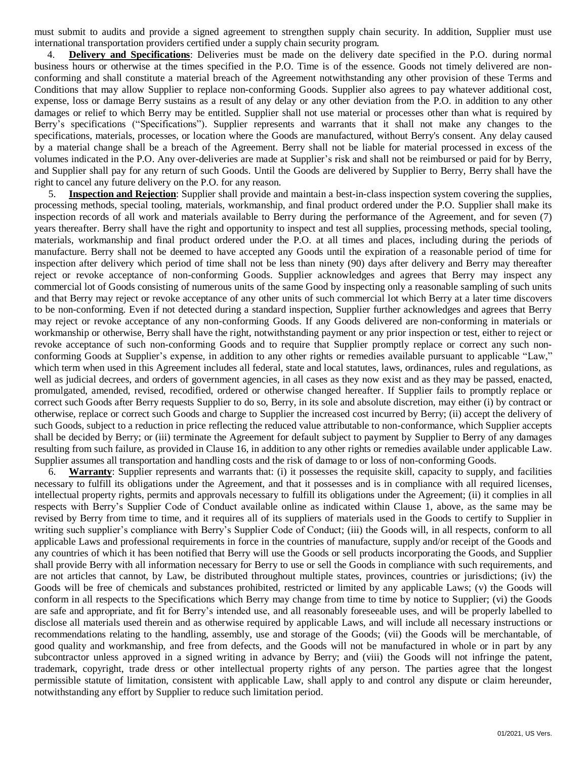must submit to audits and provide a signed agreement to strengthen supply chain security. In addition, Supplier must use international transportation providers certified under a supply chain security program.

4. **Delivery and Specifications**: Deliveries must be made on the delivery date specified in the P.O. during normal business hours or otherwise at the times specified in the P.O. Time is of the essence. Goods not timely delivered are non-conforming and shall constitute a material breach of the Agreement notwithstanding any other provision of these Terms and Conditions that may allow Supplier to replace non-conforming Goods. Supplier also agrees to pay whatever additional cost, expense, loss or damage Berry sustains as a result of any delay or any other deviation from the P.O. in addition to any other damages or relief to which Berry may be entitled. Supplier shall not use material or processes other than what is required by Berry's specifications ("Specifications"). Supplier represents and warrants that it shall not make any changes to the specifications, materials, processes, or location where the Goods are manufactured, without Berry's consent. Any delay caused by a material change shall be a breach of the Agreement. Berry shall not be liable for material processed in excess of the volumes indicated in the P.O. Any over-deliveries are made at Supplier's risk and shall not be reimbursed or paid for by Berry, and Supplier shall pay for any return of such Goods. Until the Goods are delivered by Supplier to Berry, Berry shall have the right to cancel any future delivery on the P.O. for any reason.

5. **Inspection and Rejection**: Supplier shall provide and maintain a best-in-class inspection system covering the supplies, processing methods, special tooling, materials, workmanship, and final product ordered under the P.O. Supplier shall make its inspection records of all work and materials available to Berry during the performance of the Agreement, and for seven (7) years thereafter. Berry shall have the right and opportunity to inspect and test all supplies, processing methods, special tooling, materials, workmanship and final product ordered under the P.O. at all times and places, including during the periods of manufacture. Berry shall not be deemed to have accepted any Goods until the expiration of a reasonable period of time for inspection after delivery which period of time shall not be less than ninety (90) days after delivery and Berry may thereafter reject or revoke acceptance of non-conforming Goods. Supplier acknowledges and agrees that Berry may inspect any commercial lot of Goods consisting of numerous units of the same Good by inspecting only a reasonable sampling of such units and that Berry may reject or revoke acceptance of any other units of such commercial lot which Berry at a later time discovers to be non-conforming. Even if not detected during a standard inspection, Supplier further acknowledges and agrees that Berry may reject or revoke acceptance of any non-conforming Goods. If any Goods delivered are non-conforming in materials or workmanship or otherwise, Berry shall have the right, notwithstanding payment or any prior inspection or test, either to reject or revoke acceptance of such non-conforming Goods and to require that Supplier promptly replace or correct any such non-conforming Goods at Supplier's expense, in addition to any other rights or remedies available pursuant to applicable "Law," which term when used in this Agreement includes all federal, state and local statutes, laws, ordinances, rules and regulations, as well as judicial decrees, and orders of government agencies, in all cases as they now exist and as they may be passed, enacted, promulgated, amended, revised, recodified, ordered or otherwise changed hereafter. If Supplier fails to promptly replace or correct such Goods after Berry requests Supplier to do so, Berry, in its sole and absolute discretion, may either (i) by contract or otherwise, replace or correct such Goods and charge to Supplier the increased cost incurred by Berry; (ii) accept the delivery of such Goods, subject to a reduction in price reflecting the reduced value attributable to non-conformance, which Supplier accepts shall be decided by Berry; or (iii) terminate the Agreement for default subject to payment by Supplier to Berry of any damages resulting from such failure, as provided in Clause 16, in addition to any other rights or remedies available under applicable Law. Supplier assumes all transportation and handling costs and the risk of damage to or loss of non-conforming Goods.

6. **Warranty**: Supplier represents and warrants that: (i) it possesses the requisite skill, capacity to supply, and facilities necessary to fulfill its obligations under the Agreement, and that it possesses and is in compliance with all required licenses, intellectual property rights, permits and approvals necessary to fulfill its obligations under the Agreement; (ii) it complies in all respects with Berry's Supplier Code of Conduct available online as indicated within Clause 1, above, as the same may be revised by Berry from time to time, and it requires all of its suppliers of materials used in the Goods to certify to Supplier in writing such supplier's compliance with Berry's Supplier Code of Conduct; (iii) the Goods will, in all respects, conform to all applicable Laws and professional requirements in force in the countries of manufacture, supply and/or receipt of the Goods and any countries of which it has been notified that Berry will use the Goods or sell products incorporating the Goods, and Supplier shall provide Berry with all information necessary for Berry to use or sell the Goods in compliance with such requirements, and are not articles that cannot, by Law, be distributed throughout multiple states, provinces, countries or jurisdictions; (iv) the Goods will be free of chemicals and substances prohibited, restricted or limited by any applicable Laws; (v) the Goods will conform in all respects to the Specifications which Berry may change from time to time by notice to Supplier; (vi) the Goods are safe and appropriate, and fit for Berry's intended use, and all reasonably foreseeable uses, and will be properly labelled to disclose all materials used therein and as otherwise required by applicable Laws, and will include all necessary instructions or recommendations relating to the handling, assembly, use and storage of the Goods; (vii) the Goods will be merchantable, of good quality and workmanship, and free from defects, and the Goods will not be manufactured in whole or in part by any subcontractor unless approved in a signed writing in advance by Berry; and (viii) the Goods will not infringe the patent, trademark, copyright, trade dress or other intellectual property rights of any person. The parties agree that the longest permissible statute of limitation, consistent with applicable Law, shall apply to and control any dispute or claim hereunder, notwithstanding any effort by Supplier to reduce such limitation period.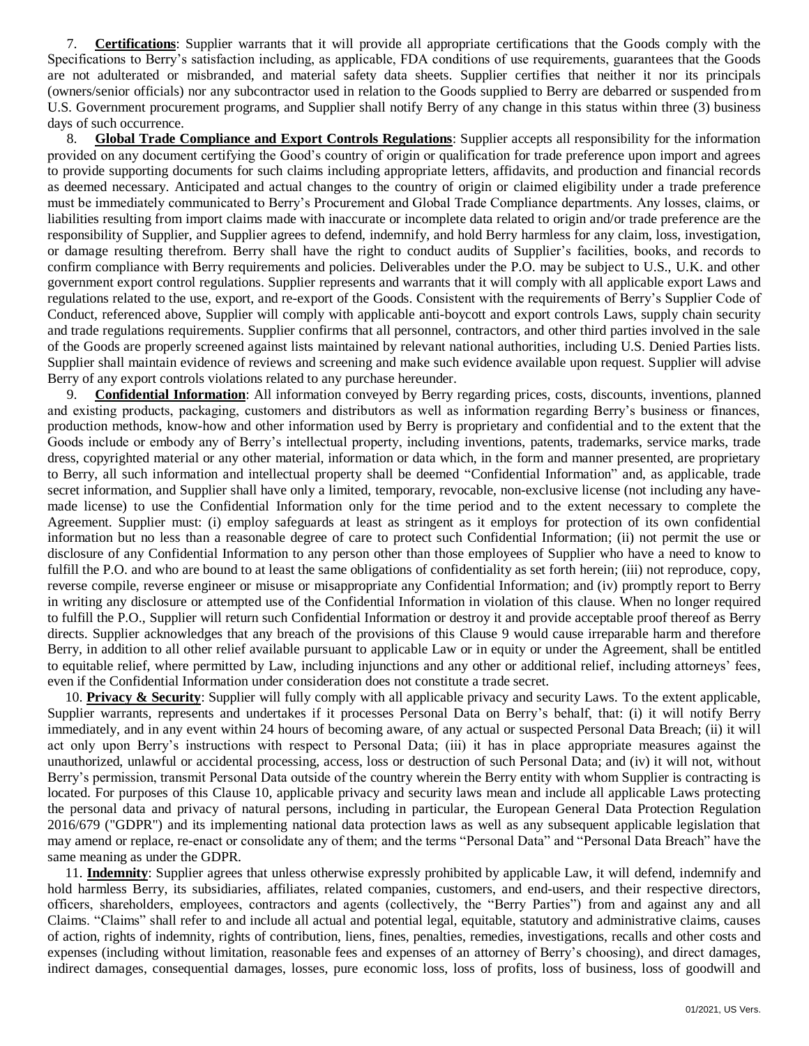7. **Certifications**: Supplier warrants that it will provide all appropriate certifications that the Goods comply with the Specifications to Berry's satisfaction including, as applicable, FDA conditions of use requirements, guarantees that the Goods are not adulterated or misbranded, and material safety data sheets. Supplier certifies that neither it nor its principals (owners/senior officials) nor any subcontractor used in relation to the Goods supplied to Berry are debarred or suspended from U.S. Government procurement programs, and Supplier shall notify Berry of any change in this status within three (3) business days of such occurrence.

8. **Global Trade Compliance and Export Controls Regulations**: Supplier accepts all responsibility for the information provided on any document certifying the Good's country of origin or qualification for trade preference upon import and agrees to provide supporting documents for such claims including appropriate letters, affidavits, and production and financial records as deemed necessary. Anticipated and actual changes to the country of origin or claimed eligibility under a trade preference must be immediately communicated to Berry's Procurement and Global Trade Compliance departments. Any losses, claims, or liabilities resulting from import claims made with inaccurate or incomplete data related to origin and/or trade preference are the responsibility of Supplier, and Supplier agrees to defend, indemnify, and hold Berry harmless for any claim, loss, investigation, or damage resulting therefrom. Berry shall have the right to conduct audits of Supplier's facilities, books, and records to confirm compliance with Berry requirements and policies. Deliverables under the P.O. may be subject to U.S., U.K. and other government export control regulations. Supplier represents and warrants that it will comply with all applicable export Laws and regulations related to the use, export, and re-export of the Goods. Consistent with the requirements of Berry's Supplier Code of Conduct, referenced above, Supplier will comply with applicable anti-boycott and export controls Laws, supply chain security and trade regulations requirements. Supplier confirms that all personnel, contractors, and other third parties involved in the sale of the Goods are properly screened against lists maintained by relevant national authorities, including U.S. Denied Parties lists. Supplier shall maintain evidence of reviews and screening and make such evidence available upon request. Supplier will advise Berry of any export controls violations related to any purchase hereunder.

9. **Confidential Information**: All information conveyed by Berry regarding prices, costs, discounts, inventions, planned and existing products, packaging, customers and distributors as well as information regarding Berry's business or finances, production methods, know-how and other information used by Berry is proprietary and confidential and to the extent that the Goods include or embody any of Berry's intellectual property, including inventions, patents, trademarks, service marks, trade dress, copyrighted material or any other material, information or data which, in the form and manner presented, are proprietary to Berry, all such information and intellectual property shall be deemed "Confidential Information" and, as applicable, trade secret information, and Supplier shall have only a limited, temporary, revocable, non-exclusive license (not including any have-made license) to use the Confidential Information only for the time period and to the extent necessary to complete the Agreement. Supplier must: (i) employ safeguards at least as stringent as it employs for protection of its own confidential information but no less than a reasonable degree of care to protect such Confidential Information; (ii) not permit the use or disclosure of any Confidential Information to any person other than those employees of Supplier who have a need to know to fulfill the P.O. and who are bound to at least the same obligations of confidentiality as set forth herein; (iii) not reproduce, copy, reverse compile, reverse engineer or misuse or misappropriate any Confidential Information; and (iv) promptly report to Berry in writing any disclosure or attempted use of the Confidential Information in violation of this clause. When no longer required to fulfill the P.O., Supplier will return such Confidential Information or destroy it and provide acceptable proof thereof as Berry directs. Supplier acknowledges that any breach of the provisions of this Clause 9 would cause irreparable harm and therefore Berry, in addition to all other relief available pursuant to applicable Law or in equity or under the Agreement, shall be entitled to equitable relief, where permitted by Law, including injunctions and any other or additional relief, including attorneys' fees, even if the Confidential Information under consideration does not constitute a trade secret.

10. **Privacy & Security**: Supplier will fully comply with all applicable privacy and security Laws. To the extent applicable, Supplier warrants, represents and undertakes if it processes Personal Data on Berry's behalf, that: (i) it will notify Berry immediately, and in any event within 24 hours of becoming aware, of any actual or suspected Personal Data Breach; (ii) it will act only upon Berry's instructions with respect to Personal Data; (iii) it has in place appropriate measures against the unauthorized, unlawful or accidental processing, access, loss or destruction of such Personal Data; and (iv) it will not, without Berry's permission, transmit Personal Data outside of the country wherein the Berry entity with whom Supplier is contracting is located. For purposes of this Clause 10, applicable privacy and security laws mean and include all applicable Laws protecting the personal data and privacy of natural persons, including in particular, the European General Data Protection Regulation 2016/679 ("GDPR") and its implementing national data protection laws as well as any subsequent applicable legislation that may amend or replace, re-enact or consolidate any of them; and the terms "Personal Data" and "Personal Data Breach" have the same meaning as under the GDPR.

11. **Indemnity**: Supplier agrees that unless otherwise expressly prohibited by applicable Law, it will defend, indemnify and hold harmless Berry, its subsidiaries, affiliates, related companies, customers, and end-users, and their respective directors, officers, shareholders, employees, contractors and agents (collectively, the "Berry Parties") from and against any and all Claims. "Claims" shall refer to and include all actual and potential legal, equitable, statutory and administrative claims, causes of action, rights of indemnity, rights of contribution, liens, fines, penalties, remedies, investigations, recalls and other costs and expenses (including without limitation, reasonable fees and expenses of an attorney of Berry's choosing), and direct damages, indirect damages, consequential damages, losses, pure economic loss, loss of profits, loss of business, loss of goodwill and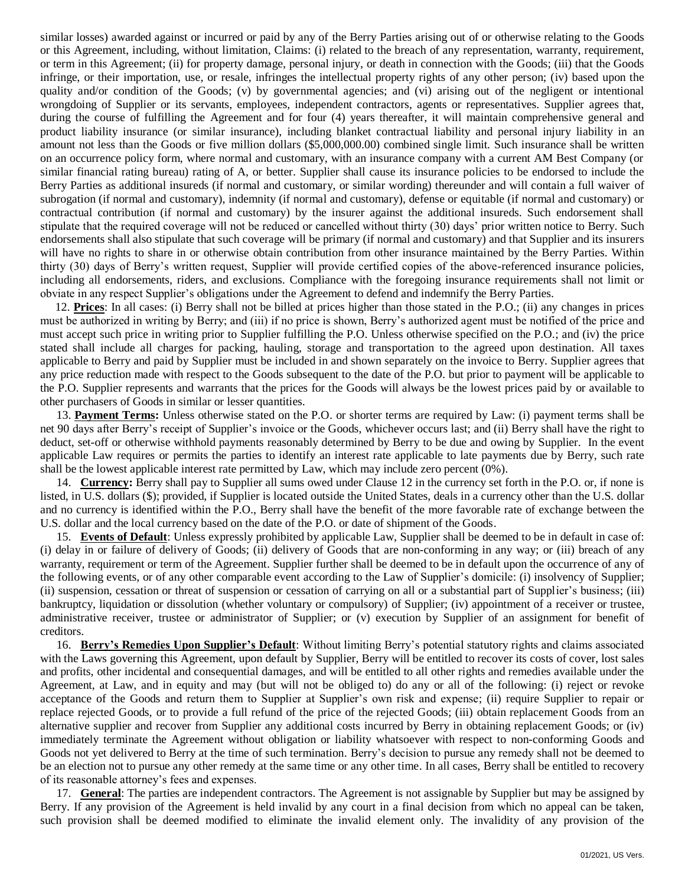similar losses) awarded against or incurred or paid by any of the Berry Parties arising out of or otherwise relating to the Goods or this Agreement, including, without limitation, Claims: (i) related to the breach of any representation, warranty, requirement, or term in this Agreement; (ii) for property damage, personal injury, or death in connection with the Goods; (iii) that the Goods infringe, or their importation, use, or resale, infringes the intellectual property rights of any other person; (iv) based upon the quality and/or condition of the Goods; (v) by governmental agencies; and (vi) arising out of the negligent or intentional wrongdoing of Supplier or its servants, employees, independent contractors, agents or representatives. Supplier agrees that, during the course of fulfilling the Agreement and for four (4) years thereafter, it will maintain comprehensive general and product liability insurance (or similar insurance), including blanket contractual liability and personal injury liability in an amount not less than the Goods or five million dollars ($5,000,000.00) combined single limit. Such insurance shall be written on an occurrence policy form, where normal and customary, with an insurance company with a current AM Best Company (or similar financial rating bureau) rating of A, or better. Supplier shall cause its insurance policies to be endorsed to include the Berry Parties as additional insureds (if normal and customary, or similar wording) thereunder and will contain a full waiver of subrogation (if normal and customary), indemnity (if normal and customary), defense or equitable (if normal and customary) or contractual contribution (if normal and customary) by the insurer against the additional insureds. Such endorsement shall stipulate that the required coverage will not be reduced or cancelled without thirty (30) days' prior written notice to Berry. Such endorsements shall also stipulate that such coverage will be primary (if normal and customary) and that Supplier and its insurers will have no rights to share in or otherwise obtain contribution from other insurance maintained by the Berry Parties. Within thirty (30) days of Berry's written request, Supplier will provide certified copies of the above-referenced insurance policies, including all endorsements, riders, and exclusions. Compliance with the foregoing insurance requirements shall not limit or obviate in any respect Supplier's obligations under the Agreement to defend and indemnify the Berry Parties.

12. **Prices**: In all cases: (i) Berry shall not be billed at prices higher than those stated in the P.O.; (ii) any changes in prices must be authorized in writing by Berry; and (iii) if no price is shown, Berry's authorized agent must be notified of the price and must accept such price in writing prior to Supplier fulfilling the P.O. Unless otherwise specified on the P.O.; and (iv) the price stated shall include all charges for packing, hauling, storage and transportation to the agreed upon destination. All taxes applicable to Berry and paid by Supplier must be included in and shown separately on the invoice to Berry. Supplier agrees that any price reduction made with respect to the Goods subsequent to the date of the P.O. but prior to payment will be applicable to the P.O. Supplier represents and warrants that the prices for the Goods will always be the lowest prices paid by or available to other purchasers of Goods in similar or lesser quantities.

13. **Payment Terms:** Unless otherwise stated on the P.O. or shorter terms are required by Law: (i) payment terms shall be net 90 days after Berry's receipt of Supplier's invoice or the Goods, whichever occurs last; and (ii) Berry shall have the right to deduct, set-off or otherwise withhold payments reasonably determined by Berry to be due and owing by Supplier. In the event applicable Law requires or permits the parties to identify an interest rate applicable to late payments due by Berry, such rate shall be the lowest applicable interest rate permitted by Law, which may include zero percent (0%).

14. **Currency:** Berry shall pay to Supplier all sums owed under Clause 12 in the currency set forth in the P.O. or, if none is listed, in U.S. dollars ($); provided, if Supplier is located outside the United States, deals in a currency other than the U.S. dollar and no currency is identified within the P.O., Berry shall have the benefit of the more favorable rate of exchange between the U.S. dollar and the local currency based on the date of the P.O. or date of shipment of the Goods.

15. **Events of Default**: Unless expressly prohibited by applicable Law, Supplier shall be deemed to be in default in case of: (i) delay in or failure of delivery of Goods; (ii) delivery of Goods that are non-conforming in any way; or (iii) breach of any warranty, requirement or term of the Agreement. Supplier further shall be deemed to be in default upon the occurrence of any of the following events, or of any other comparable event according to the Law of Supplier's domicile: (i) insolvency of Supplier; (ii) suspension, cessation or threat of suspension or cessation of carrying on all or a substantial part of Supplier's business; (iii) bankruptcy, liquidation or dissolution (whether voluntary or compulsory) of Supplier; (iv) appointment of a receiver or trustee, administrative receiver, trustee or administrator of Supplier; or (v) execution by Supplier of an assignment for benefit of creditors.

16. **Berry's Remedies Upon Supplier's Default**: Without limiting Berry's potential statutory rights and claims associated with the Laws governing this Agreement, upon default by Supplier, Berry will be entitled to recover its costs of cover, lost sales and profits, other incidental and consequential damages, and will be entitled to all other rights and remedies available under the Agreement, at Law, and in equity and may (but will not be obliged to) do any or all of the following: (i) reject or revoke acceptance of the Goods and return them to Supplier at Supplier's own risk and expense; (ii) require Supplier to repair or replace rejected Goods, or to provide a full refund of the price of the rejected Goods; (iii) obtain replacement Goods from an alternative supplier and recover from Supplier any additional costs incurred by Berry in obtaining replacement Goods; or (iv) immediately terminate the Agreement without obligation or liability whatsoever with respect to non-conforming Goods and Goods not yet delivered to Berry at the time of such termination. Berry's decision to pursue any remedy shall not be deemed to be an election not to pursue any other remedy at the same time or any other time. In all cases, Berry shall be entitled to recovery of its reasonable attorney's fees and expenses.

17. **General**: The parties are independent contractors. The Agreement is not assignable by Supplier but may be assigned by Berry. If any provision of the Agreement is held invalid by any court in a final decision from which no appeal can be taken, such provision shall be deemed modified to eliminate the invalid element only. The invalidity of any provision of the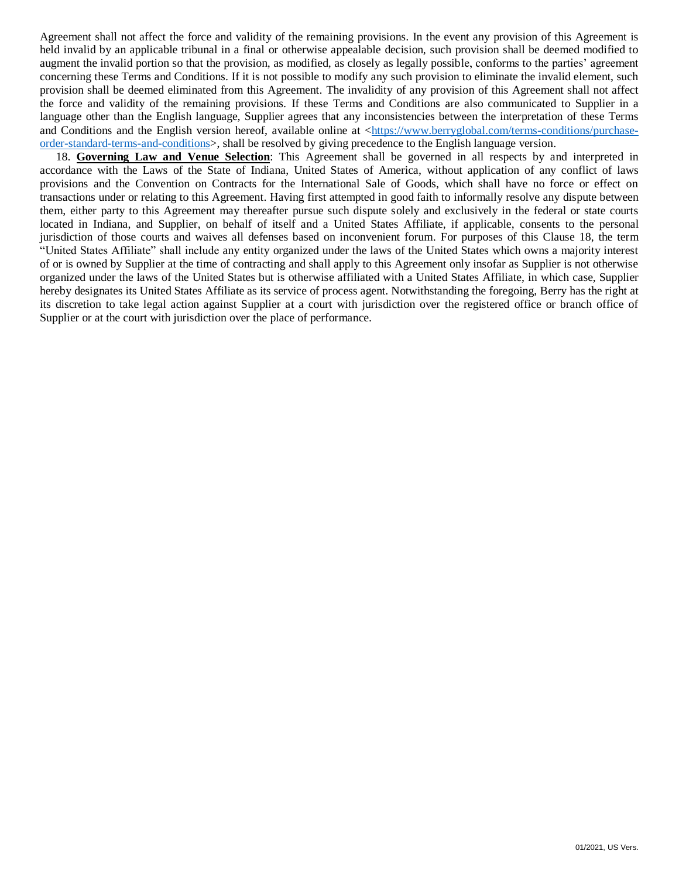Agreement shall not affect the force and validity of the remaining provisions. In the event any provision of this Agreement is held invalid by an applicable tribunal in a final or otherwise appealable decision, such provision shall be deemed modified to augment the invalid portion so that the provision, as modified, as closely as legally possible, conforms to the parties' agreement concerning these Terms and Conditions. If it is not possible to modify any such provision to eliminate the invalid element, such provision shall be deemed eliminated from this Agreement. The invalidity of any provision of this Agreement shall not affect the force and validity of the remaining provisions. If these Terms and Conditions are also communicated to Supplier in a language other than the English language, Supplier agrees that any inconsistencies between the interpretation of these Terms and Conditions and the English version hereof, available online at <https://www.berryglobal.com/terms-conditions/purchase-order-standard-terms-and-conditions>, shall be resolved by giving precedence to the English language version.

18. **Governing Law and Venue Selection**: This Agreement shall be governed in all respects by and interpreted in accordance with the Laws of the State of Indiana, United States of America, without application of any conflict of laws provisions and the Convention on Contracts for the International Sale of Goods, which shall have no force or effect on transactions under or relating to this Agreement. Having first attempted in good faith to informally resolve any dispute between them, either party to this Agreement may thereafter pursue such dispute solely and exclusively in the federal or state courts located in Indiana, and Supplier, on behalf of itself and a United States Affiliate, if applicable, consents to the personal jurisdiction of those courts and waives all defenses based on inconvenient forum. For purposes of this Clause 18, the term "United States Affiliate" shall include any entity organized under the laws of the United States which owns a majority interest of or is owned by Supplier at the time of contracting and shall apply to this Agreement only insofar as Supplier is not otherwise organized under the laws of the United States but is otherwise affiliated with a United States Affiliate, in which case, Supplier hereby designates its United States Affiliate as its service of process agent. Notwithstanding the foregoing, Berry has the right at its discretion to take legal action against Supplier at a court with jurisdiction over the registered office or branch office of Supplier or at the court with jurisdiction over the place of performance.

01/2021, US Vers.